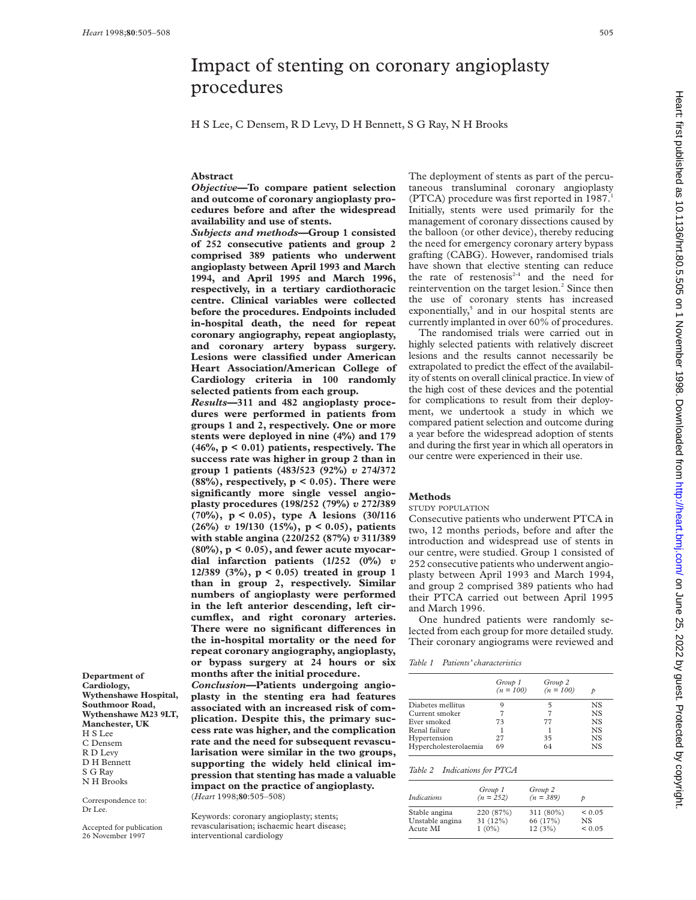# Impact of stenting on coronary angioplasty procedures

H S Lee, C Densem, R D Levy, D H Bennett, S G Ray, N H Brooks

**Department of Cardiology, Wythenshawe Hospital, Southmoor Road, Wythenshawe M23 9LT, Manchester, UK**
H S Lee
C Densem
R D Levy
D H Bennett
S G Ray
N H Brooks

Correspondence to: Dr Lee.

Accepted for publication 26 November 1997

## Abstract

***Objective*—To compare patient selection and outcome of coronary angioplasty procedures before and after the widespread availability and use of stents.**

***Subjects and methods*—Group 1 consisted of 252 consecutive patients and group 2 comprised 389 patients who underwent angioplasty between April 1993 and March 1994, and April 1995 and March 1996, respectively, in a tertiary cardiothoracic centre. Clinical variables were collected before the procedures. Endpoints included in-hospital death, the need for repeat coronary angiography, repeat angioplasty, and coronary artery bypass surgery. Lesions were classified under American Heart Association/American College of Cardiology criteria in 100 randomly selected patients from each group.**

***Results*—311 and 482 angioplasty procedures were performed in patients from groups 1 and 2, respectively. One or more stents were deployed in nine (4%) and 179 (46%, $p < 0.01$) patients, respectively. The success rate was higher in group 2 than in group 1 patients (483/523 (92%) *v* 274/372 (88%), respectively, $p < 0.05$). There were significantly more single vessel angioplasty procedures (198/252 (79%) *v* 272/389 (70%), $p < 0.05$), type A lesions (30/116 (26%) *v* 19/130 (15%), $p < 0.05$), patients with stable angina (220/252 (87%) *v* 311/389 (80%), $p < 0.05$), and fewer acute myocardial infarction patients (1/252 (0%) *v* 12/389 (3%), $p < 0.05$) treated in group 1 than in group 2, respectively. Similar numbers of angioplasty were performed in the left anterior descending, left circumflex, and right coronary arteries. There were no significant differences in the in-hospital mortality or the need for repeat coronary angiography, angioplasty, or bypass surgery at 24 hours or six months after the initial procedure.**

***Conclusion*—Patients undergoing angioplasty in the stenting era had features associated with an increased risk of complication. Despite this, the primary success rate was higher, and the complication rate and the need for subsequent revascularisation were similar in the two groups, supporting the widely held clinical impression that stenting has made a valuable impact on the practice of angioplasty.**

(*Heart* 1998;**80**:505–508)

Keywords: coronary angioplasty; stents; revascularisation; ischaemic heart disease; interventional cardiology

The deployment of stents as part of the percutaneous transluminal coronary angioplasty (PTCA) procedure was first reported in 1987.[1] Initially, stents were used primarily for the management of coronary dissections caused by the balloon (or other device), thereby reducing the need for emergency coronary artery bypass grafting (CABG). However, randomised trials have shown that elective stenting can reduce the rate of restenosis[2–4] and the need for reintervention on the target lesion.[2] Since then the use of coronary stents has increased exponentially,[5] and in our hospital stents are currently implanted in over 60% of procedures.

The randomised trials were carried out in highly selected patients with relatively discreet lesions and the results cannot necessarily be extrapolated to predict the effect of the availability of stents on overall clinical practice. In view of the high cost of these devices and the potential for complications to result from their deployment, we undertook a study in which we compared patient selection and outcome during a year before the widespread adoption of stents and during the first year in which all operators in our centre were experienced in their use.

## Methods

### STUDY POPULATION

Consecutive patients who underwent PTCA in two, 12 months periods, before and after the introduction and widespread use of stents in our centre, were studied. Group 1 consisted of 252 consecutive patients who underwent angioplasty between April 1993 and March 1994, and group 2 comprised 389 patients who had their PTCA carried out between April 1995 and March 1996.

One hundred patients were randomly selected from each group for more detailed study. Their coronary angiograms were reviewed and

*Table 1 Patients' characteristics*

| | Group 1 (n = 100) | Group 2 (n = 100) | p |
|---|---|---|---|
| Diabetes mellitus | 9 | 5 | NS |
| Current smoker | 7 | 7 | NS |
| Ever smoked | 73 | 77 | NS |
| Renal failure | 1 | 1 | NS |
| Hypertension | 27 | 35 | NS |
| Hypercholesterolaemia | 69 | 64 | NS |

*Table 2 Indications for PTCA*

| *Indications* | Group 1 (n = 252) | Group 2 (n = 389) | p |
|---|---|---|---|
| Stable angina | 220 (87%) | 311 (80%) | < 0.05 |
| Unstable angina | 31 (12%) | 66 (17%) | NS |
| Acute MI | 1 (0%) | 12 (3%) | < 0.05 |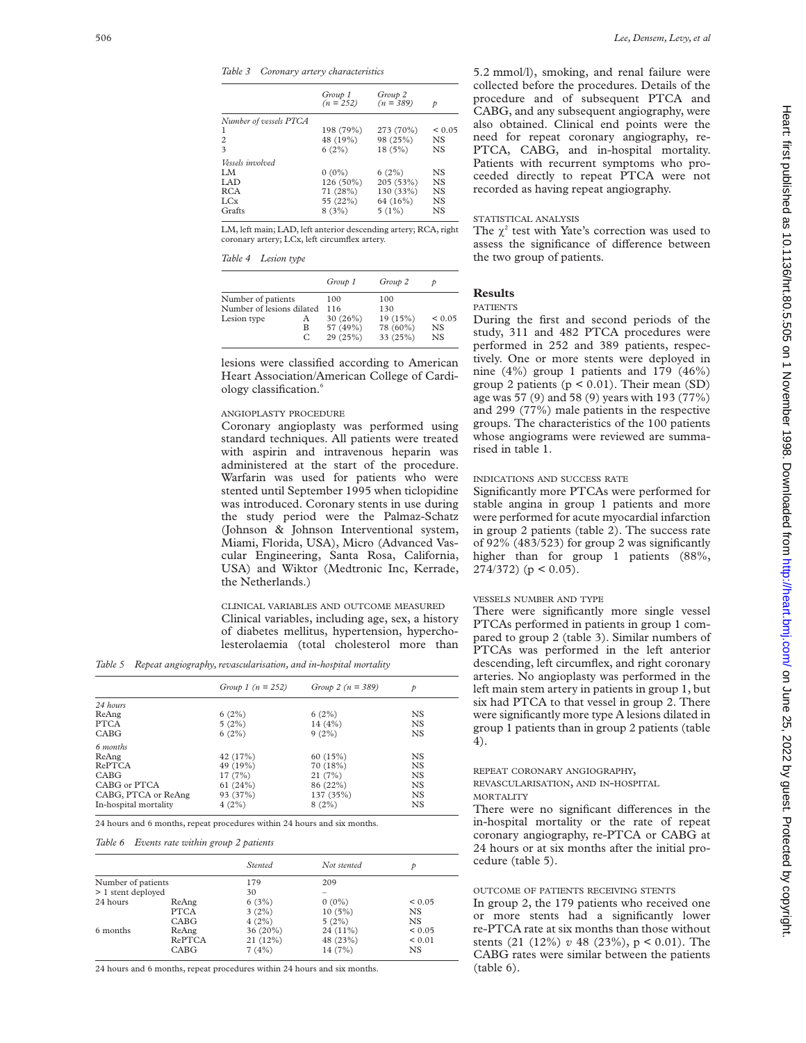*Table 3 Coronary artery characteristics*

| | Group 1 (n = 252) | Group 2 (n = 389) | p |
|---|---|---|---|
| *Number of vessels PTCA* | | | |
| 1 | 198 (79%) | 273 (70%) | < 0.05 |
| 2 | 48 (19%) | 98 (25%) | NS |
| 3 | 6 (2%) | 18 (5%) | NS |
| *Vessels involved* | | | |
| LM | 0 (0%) | 6 (2%) | NS |
| LAD | 126 (50%) | 205 (53%) | NS |
| RCA | 71 (28%) | 130 (33%) | NS |
| LCx | 55 (22%) | 64 (16%) | NS |
| Grafts | 8 (3%) | 5 (1%) | NS |

LM, left main; LAD, left anterior descending artery; RCA, right coronary artery; LCx, left circumflex artery.

*Table 4 Lesion type*

| | | Group 1 | Group 2 | p |
|---|---|---|---|---|
| Number of patients | | 100 | 100 | |
| Number of lesions dilated | | 116 | 130 | |
| Lesion type | A | 30 (26%) | 19 (15%) | < 0.05 |
| | B | 57 (49%) | 78 (60%) | NS |
| | C | 29 (25%) | 33 (25%) | NS |

lesions were classified according to American Heart Association/American College of Cardiology classification.[6]

ANGIOPLASTY PROCEDURE

Coronary angioplasty was performed using standard techniques. All patients were treated with aspirin and intravenous heparin was administered at the start of the procedure. Warfarin was used for patients who were stented until September 1995 when ticlopidine was introduced. Coronary stents in use during the study period were the Palmaz-Schatz (Johnson & Johnson Interventional system, Miami, Florida, USA), Micro (Advanced Vascular Engineering, Santa Rosa, California, USA) and Wiktor (Medtronic Inc, Kerrade, the Netherlands.)

CLINICAL VARIABLES AND OUTCOME MEASURED

Clinical variables, including age, sex, a history of diabetes mellitus, hypertension, hypercholesterolaemia (total cholesterol more than 5.2 mmol/l), smoking, and renal failure were collected before the procedures. Details of the procedure and of subsequent PTCA and CABG, and any subsequent angiography, were also obtained. Clinical end points were the need for repeat coronary angiography, re-PTCA, CABG, and in-hospital mortality. Patients with recurrent symptoms who proceeded directly to repeat PTCA were not recorded as having repeat angiography.

STATISTICAL ANALYSIS

The $\chi^2$ test with Yate's correction was used to assess the significance of difference between the two group of patients.

## Results

PATIENTS

During the first and second periods of the study, 311 and 482 PTCA procedures were performed in 252 and 389 patients, respectively. One or more stents were deployed in nine (4%) group 1 patients and 179 (46%) group 2 patients ($p < 0.01$). Their mean (SD) age was 57 (9) and 58 (9) years with 193 (77%) and 299 (77%) male patients in the respective groups. The characteristics of the 100 patients whose angiograms were reviewed are summarised in table 1.

INDICATIONS AND SUCCESS RATE

Significantly more PTCAs were performed for stable angina in group 1 patients and more were performed for acute myocardial infarction in group 2 patients (table 2). The success rate of 92% (483/523) for group 2 was significantly higher than for group 1 patients (88%, 274/372) ($p < 0.05$).

VESSELS NUMBER AND TYPE

There were significantly more single vessel PTCAs performed in patients in group 1 compared to group 2 (table 3). Similar numbers of PTCAs was performed in the left anterior descending, left circumflex, and right coronary arteries. No angioplasty was performed in the left main stem artery in patients in group 1, but six had PTCA to that vessel in group 2. There were significantly more type A lesions dilated in group 1 patients than in group 2 patients (table 4).

REPEAT CORONARY ANGIOGRAPHY, REVASCULARISATION, AND IN-HOSPITAL MORTALITY

There were no significant differences in the in-hospital mortality or the rate of repeat coronary angiography, re-PTCA or CABG at 24 hours or at six months after the initial procedure (table 5).

*Table 5 Repeat angiography, revascularisation, and in-hospital mortality*

| | Group 1 (n = 252) | Group 2 (n = 389) | p |
|---|---|---|---|
| *24 hours* | | | |
| ReAng | 6 (2%) | 6 (2%) | NS |
| PTCA | 5 (2%) | 14 (4%) | NS |
| CABG | 6 (2%) | 9 (2%) | NS |
| *6 months* | | | |
| ReAng | 42 (17%) | 60 (15%) | NS |
| RePTCA | 49 (19%) | 70 (18%) | NS |
| CABG | 17 (7%) | 21 (7%) | NS |
| CABG or PTCA | 61 (24%) | 86 (22%) | NS |
| CABG, PTCA or ReAng | 93 (37%) | 137 (35%) | NS |
| In-hospital mortality | 4 (2%) | 8 (2%) | NS |

24 hours and 6 months, repeat procedures within 24 hours and six months.

OUTCOME OF PATIENTS RECEIVING STENTS

In group 2, the 179 patients who received one or more stents had a significantly lower re-PTCA rate at six months than those without stents (21 (12%) *v* 48 (23%), $p < 0.01$). The CABG rates were similar between the patients (table 6).

*Table 6 Events rate within group 2 patients*

| | | Stented | Not stented | p |
|---|---|---|---|---|
| Number of patients | | 179 | 209 | |
| > 1 stent deployed | | 30 | – | |
| 24 hours | ReAng | 6 (3%) | 0 (0%) | < 0.05 |
| | PTCA | 3 (2%) | 10 (5%) | NS |
| | CABG | 4 (2%) | 5 (2%) | NS |
| 6 months | ReAng | 36 (20%) | 24 (11%) | < 0.05 |
| | RePTCA | 21 (12%) | 48 (23%) | < 0.01 |
| | CABG | 7 (4%) | 14 (7%) | NS |

24 hours and 6 months, repeat procedures within 24 hours and six months.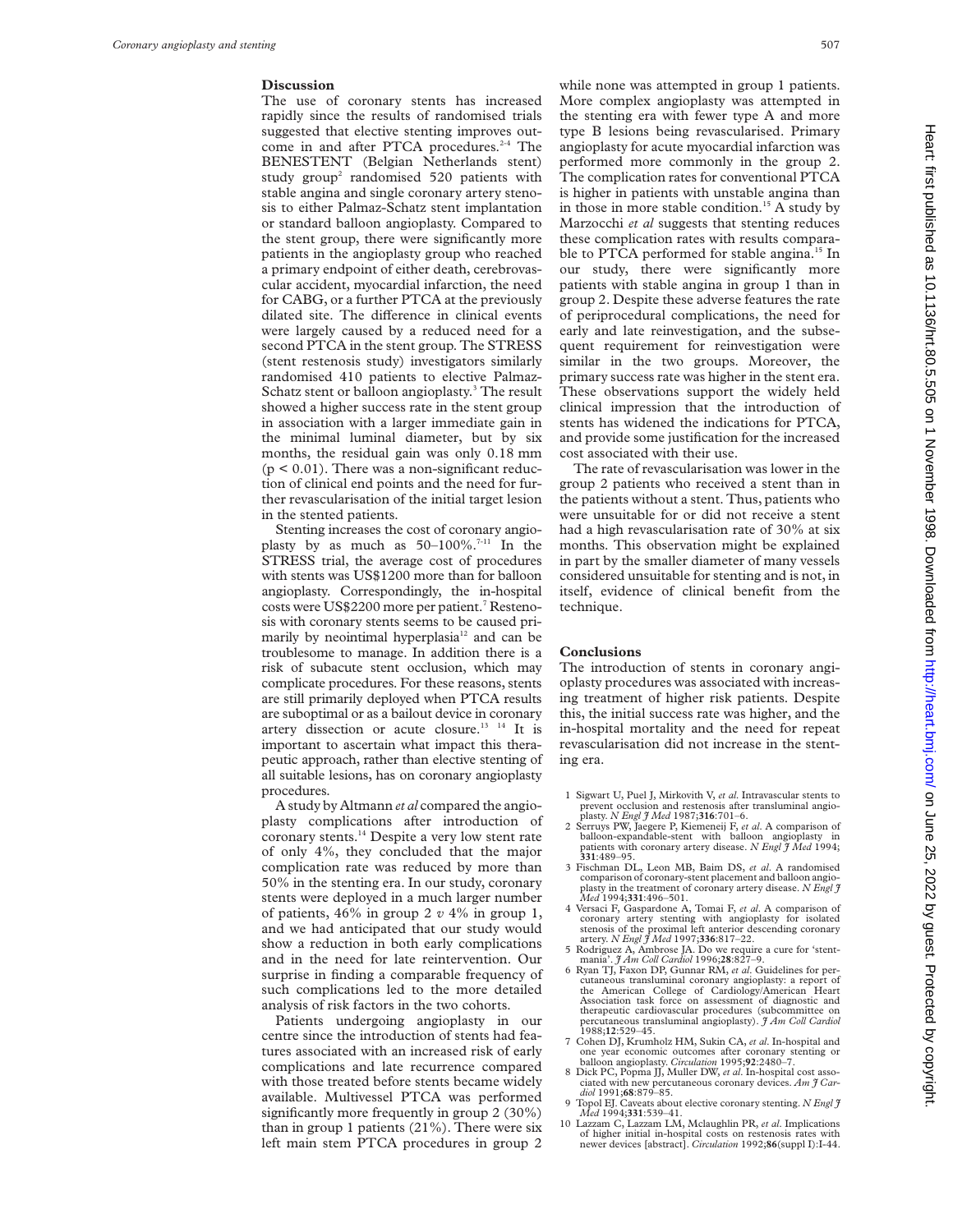## Discussion

The use of coronary stents has increased rapidly since the results of randomised trials suggested that elective stenting improves outcome in and after PTCA procedures.[2-4] The BENESTENT (Belgian Netherlands stent) study group[2] randomised 520 patients with stable angina and single coronary artery stenosis to either Palmaz-Schatz stent implantation or standard balloon angioplasty. Compared to the stent group, there were significantly more patients in the angioplasty group who reached a primary endpoint of either death, cerebrovascular accident, myocardial infarction, the need for CABG, or a further PTCA at the previously dilated site. The difference in clinical events were largely caused by a reduced need for a second PTCA in the stent group. The STRESS (stent restenosis study) investigators similarly randomised 410 patients to elective Palmaz-Schatz stent or balloon angioplasty.[3] The result showed a higher success rate in the stent group in association with a larger immediate gain in the minimal luminal diameter, but by six months, the residual gain was only 0.18 mm ($p < 0.01$). There was a non-significant reduction of clinical end points and the need for further revascularisation of the initial target lesion in the stented patients.

Stenting increases the cost of coronary angioplasty by as much as 50–100%.[7-11] In the STRESS trial, the average cost of procedures with stents was US$1200 more than for balloon angioplasty. Correspondingly, the in-hospital costs were US$2200 more per patient.[7] Restenosis with coronary stents seems to be caused primarily by neointimal hyperplasia[12] and can be troublesome to manage. In addition there is a risk of subacute stent occlusion, which may complicate procedures. For these reasons, stents are still primarily deployed when PTCA results are suboptimal or as a bailout device in coronary artery dissection or acute closure.[13 14] It is important to ascertain what impact this therapeutic approach, rather than elective stenting of all suitable lesions, has on coronary angioplasty procedures.

A study by Altmann *et al* compared the angioplasty complications after introduction of coronary stents.[14] Despite a very low stent rate of only 4%, they concluded that the major complication rate was reduced by more than 50% in the stenting era. In our study, coronary stents were deployed in a much larger number of patients, 46% in group 2 *v* 4% in group 1, and we had anticipated that our study would show a reduction in both early complications and in the need for late reintervention. Our surprise in finding a comparable frequency of such complications led to the more detailed analysis of risk factors in the two cohorts.

Patients undergoing angioplasty in our centre since the introduction of stents had features associated with an increased risk of early complications and late recurrence compared with those treated before stents became widely available. Multivessel PTCA was performed significantly more frequently in group 2 (30%) than in group 1 patients (21%). There were six left main stem PTCA procedures in group 2 while none was attempted in group 1 patients. More complex angioplasty was attempted in the stenting era with fewer type A and more type B lesions being revascularised. Primary angioplasty for acute myocardial infarction was performed more commonly in the group 2. The complication rates for conventional PTCA is higher in patients with unstable angina than in those in more stable condition.[15] A study by Marzocchi *et al* suggests that stenting reduces these complication rates with results comparable to PTCA performed for stable angina.[15] In our study, there were significantly more patients with stable angina in group 1 than in group 2. Despite these adverse features the rate of periprocedural complications, the need for early and late reinvestigation, and the subsequent requirement for reinvestigation were similar in the two groups. Moreover, the primary success rate was higher in the stent era. These observations support the widely held clinical impression that the introduction of stents has widened the indications for PTCA, and provide some justification for the increased cost associated with their use.

The rate of revascularisation was lower in the group 2 patients who received a stent than in the patients without a stent. Thus, patients who were unsuitable for or did not receive a stent had a high revascularisation rate of 30% at six months. This observation might be explained in part by the smaller diameter of many vessels considered unsuitable for stenting and is not, in itself, evidence of clinical benefit from the technique.

## Conclusions

The introduction of stents in coronary angioplasty procedures was associated with increasing treatment of higher risk patients. Despite this, the initial success rate was higher, and the in-hospital mortality and the need for repeat revascularisation did not increase in the stenting era.

1 Sigwart U, Puel J, Mirkovith V, *et al*. Intravascular stents to prevent occlusion and restenosis after transluminal angioplasty. *N Engl J Med* 1987;**316**:701–6.
2 Serruys PW, Jaegere P, Kiemeneij F, *et al*. A comparison of balloon-expandable-stent with balloon angioplasty in patients with coronary artery disease. *N Engl J Med* 1994; **331**:489–95.
3 Fischman DL, Leon MB, Baim DS, *et al*. A randomised comparison of coronary-stent placement and balloon angioplasty in the treatment of coronary artery disease. *N Engl J Med* 1994;**331**:496–501.
4 Versaci F, Gaspardone A, Tomai F, *et al*. A comparison of coronary artery stenting with angioplasty for isolated stenosis of the proximal left anterior descending coronary artery. *N Engl J Med* 1997;**336**:817–22.
5 Rodriguez A, Ambrose JA. Do we require a cure for 'stentmania'. *J Am Coll Cardiol* 1996;**28**:827–9.
6 Ryan TJ, Faxon DP, Gunnar RM, *et al*. Guidelines for percutaneous transluminal coronary angioplasty: a report of the American College of Cardiology/American Heart Association task force on assessment of diagnostic and therapeutic cardiovascular procedures (subcommittee on percutaneous transluminal angioplasty). *J Am Coll Cardiol* 1988;**12**:529–45.
7 Cohen DJ, Krumholz HM, Sukin CA, *et al*. In-hospital and one year economic outcomes after coronary stenting or balloon angioplasty. *Circulation* 1995;**92**:2480–7.
8 Dick PC, Popma JJ, Muller DW, *et al*. In-hospital cost associated with new percutaneous coronary devices. *Am J Cardiol* 1991;**68**:879–85.
9 Topol EJ. Caveats about elective coronary stenting. *N Engl J Med* 1994;**331**:539–41.
10 Lazzam C, Lazzam LM, Mclaughlin PR, *et al*. Implications of higher initial in-hospital costs on restenosis rates with newer devices [abstract]. *Circulation* 1992;**86**(suppl I):I-44.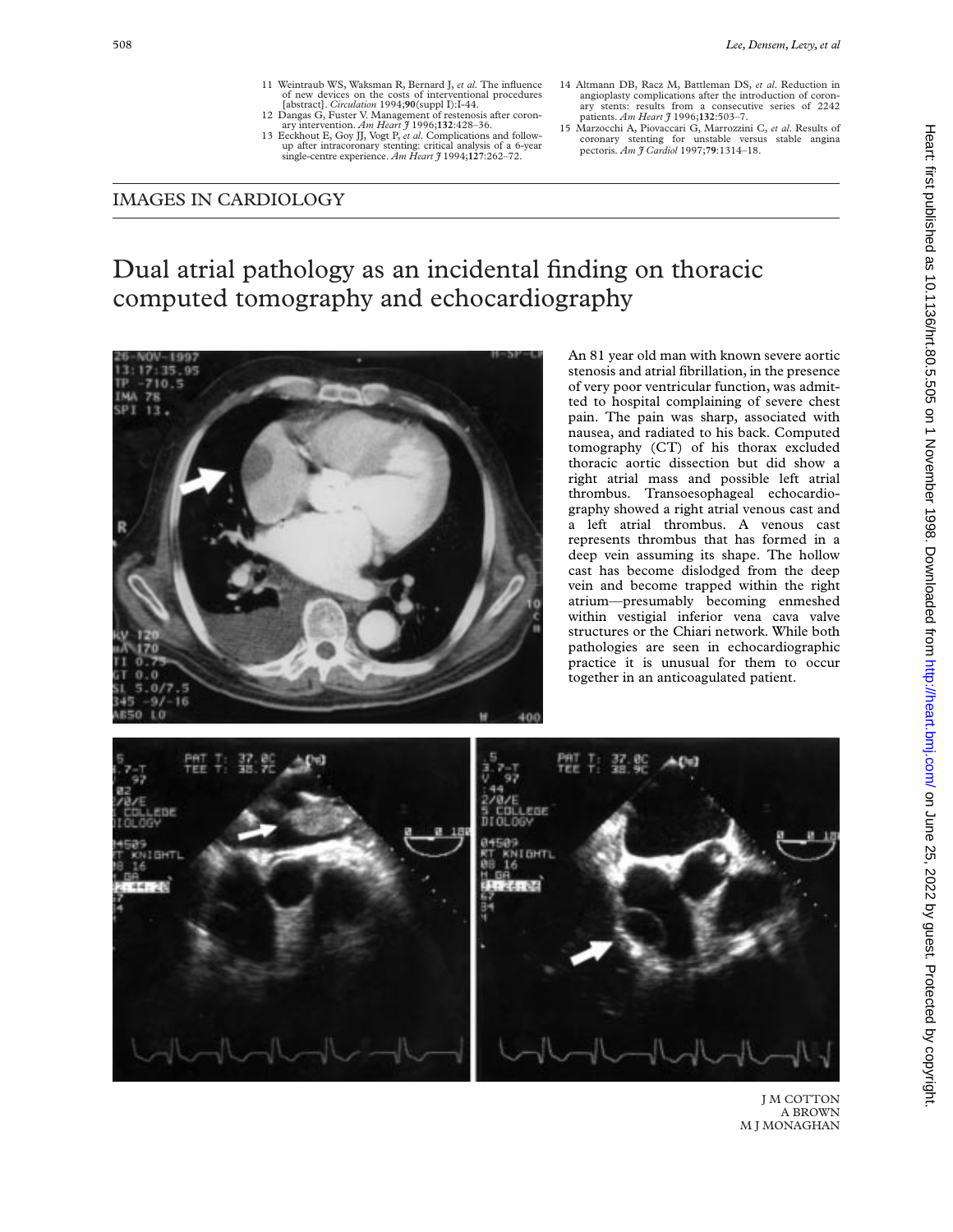11 Weintraub WS, Waksman R, Bernard J, *et al*. The influence of new devices on the costs of interventional procedures [abstract]. *Circulation* 1994;**90**(suppl I):I-44.
12 Dangas G, Fuster V. Management of restenosis after coronary intervention. *Am Heart J* 1996;**132**:428–36.
13 Eeckhout E, Goy JJ, Vogt P, *et al*. Complications and follow-up after intracoronary stenting: critical analysis of a 6-year single-centre experience. *Am Heart J* 1994;**127**:262–72.
14 Altmann DB, Racz M, Battleman DS, *et al*. Reduction in angioplasty complications after the introduction of coronary stents: results from a consecutive series of 2242 patients. *Am Heart J* 1996;**132**:503–7.
15 Marzocchi A, Piovaccari G, Marrozzini C, *et al*. Results of coronary stenting for unstable versus stable angina pectoris. *Am J Cardiol* 1997;**79**:1314–18.

## IMAGES IN CARDIOLOGY

# Dual atrial pathology as an incidental finding on thoracic computed tomography and echocardiography

An 81 year old man with known severe aortic stenosis and atrial fibrillation, in the presence of very poor ventricular function, was admitted to hospital complaining of severe chest pain. The pain was sharp, associated with nausea, and radiated to his back. Computed tomography (CT) of his thorax excluded thoracic aortic dissection but did show a right atrial mass and possible left atrial thrombus. Transoesophageal echocardiography showed a right atrial venous cast and a left atrial thrombus. A venous cast represents thrombus that has formed in a deep vein assuming its shape. The hollow cast has become dislodged from the deep vein and become trapped within the right atrium—presumably becoming enmeshed within vestigial inferior vena cava valve structures or the Chiari network. While both pathologies are seen in echocardiographic practice it is unusual for them to occur together in an anticoagulated patient.

J M COTTON
A BROWN
M J MONAGHAN